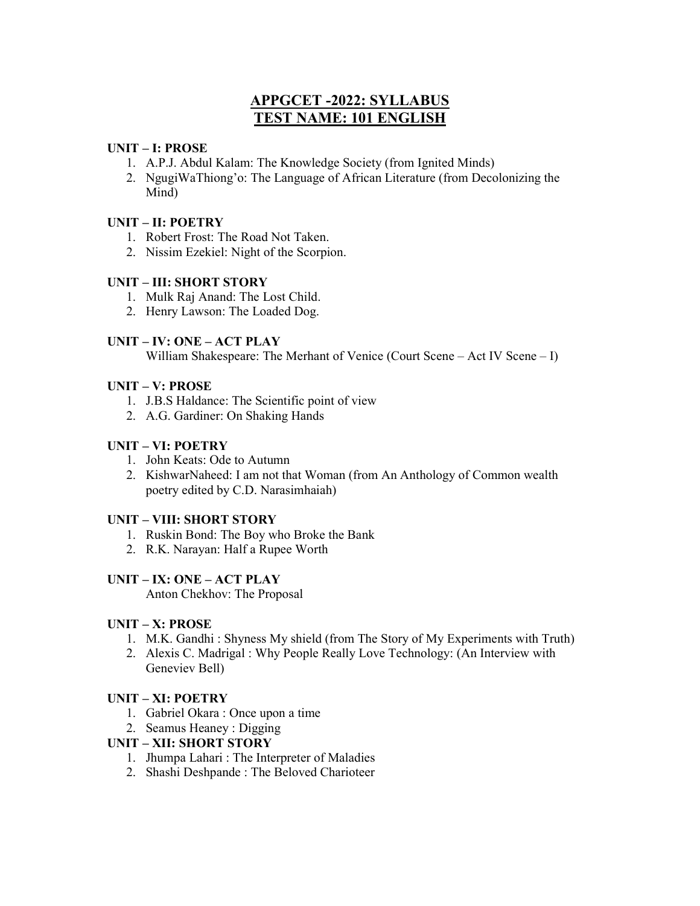# APPGCET -2022: SYLLABUS
# TEST NAME: 101 ENGLISH

**UNIT – I: PROSE**

1. A.P.J. Abdul Kalam: The Knowledge Society (from Ignited Minds)
2. NgugiWaThiong'o: The Language of African Literature (from Decolonizing the Mind)

**UNIT – II: POETRY**

1. Robert Frost: The Road Not Taken.
2. Nissim Ezekiel: Night of the Scorpion.

**UNIT – III: SHORT STORY**

1. Mulk Raj Anand: The Lost Child.
2. Henry Lawson: The Loaded Dog.

**UNIT – IV: ONE – ACT PLAY**

William Shakespeare: The Merhant of Venice (Court Scene – Act IV Scene – I)

**UNIT – V: PROSE**

1. J.B.S Haldance: The Scientific point of view
2. A.G. Gardiner: On Shaking Hands

**UNIT – VI: POETRY**

1. John Keats: Ode to Autumn
2. KishwarNaheed: I am not that Woman (from An Anthology of Common wealth poetry edited by C.D. Narasimhaiah)

**UNIT – VIII: SHORT STORY**

1. Ruskin Bond: The Boy who Broke the Bank
2. R.K. Narayan: Half a Rupee Worth

**UNIT – IX: ONE – ACT PLAY**

Anton Chekhov: The Proposal

**UNIT – X: PROSE**

1. M.K. Gandhi : Shyness My shield (from The Story of My Experiments with Truth)
2. Alexis C. Madrigal : Why People Really Love Technology: (An Interview with Geneviev Bell)

**UNIT – XI: POETRY**

1. Gabriel Okara : Once upon a time
2. Seamus Heaney : Digging

**UNIT – XII: SHORT STORY**

1. Jhumpa Lahari : The Interpreter of Maladies
2. Shashi Deshpande : The Beloved Charioteer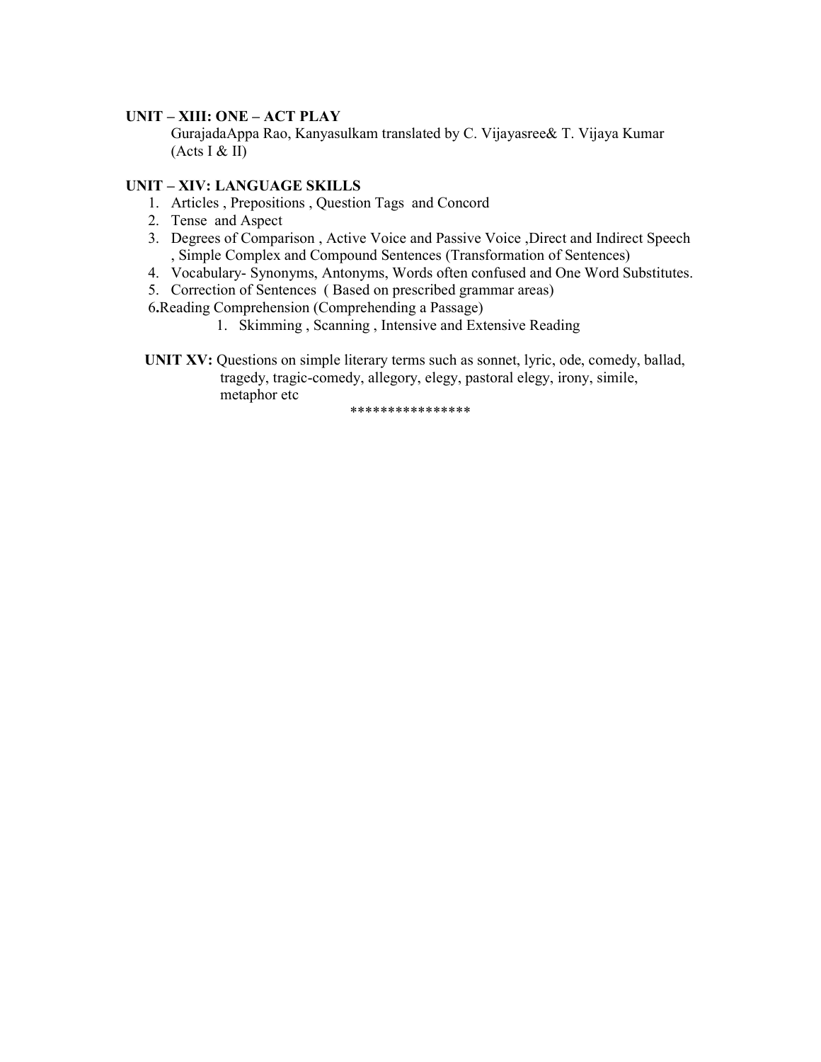**UNIT – XIII: ONE – ACT PLAY**

GurajadaAppa Rao, Kanyasulkam translated by C. Vijayasree& T. Vijaya Kumar (Acts I & II)

**UNIT – XIV: LANGUAGE SKILLS**

1. Articles , Prepositions , Question Tags and Concord
2. Tense and Aspect
3. Degrees of Comparison , Active Voice and Passive Voice ,Direct and Indirect Speech , Simple Complex and Compound Sentences (Transformation of Sentences)
4. Vocabulary- Synonyms, Antonyms, Words often confused and One Word Substitutes.
5. Correction of Sentences ( Based on prescribed grammar areas)

6**.**Reading Comprehension (Comprehending a Passage)

   1. Skimming , Scanning , Intensive and Extensive Reading

**UNIT XV:** Questions on simple literary terms such as sonnet, lyric, ode, comedy, ballad, tragedy, tragic-comedy, allegory, elegy, pastoral elegy, irony, simile, metaphor etc

****************